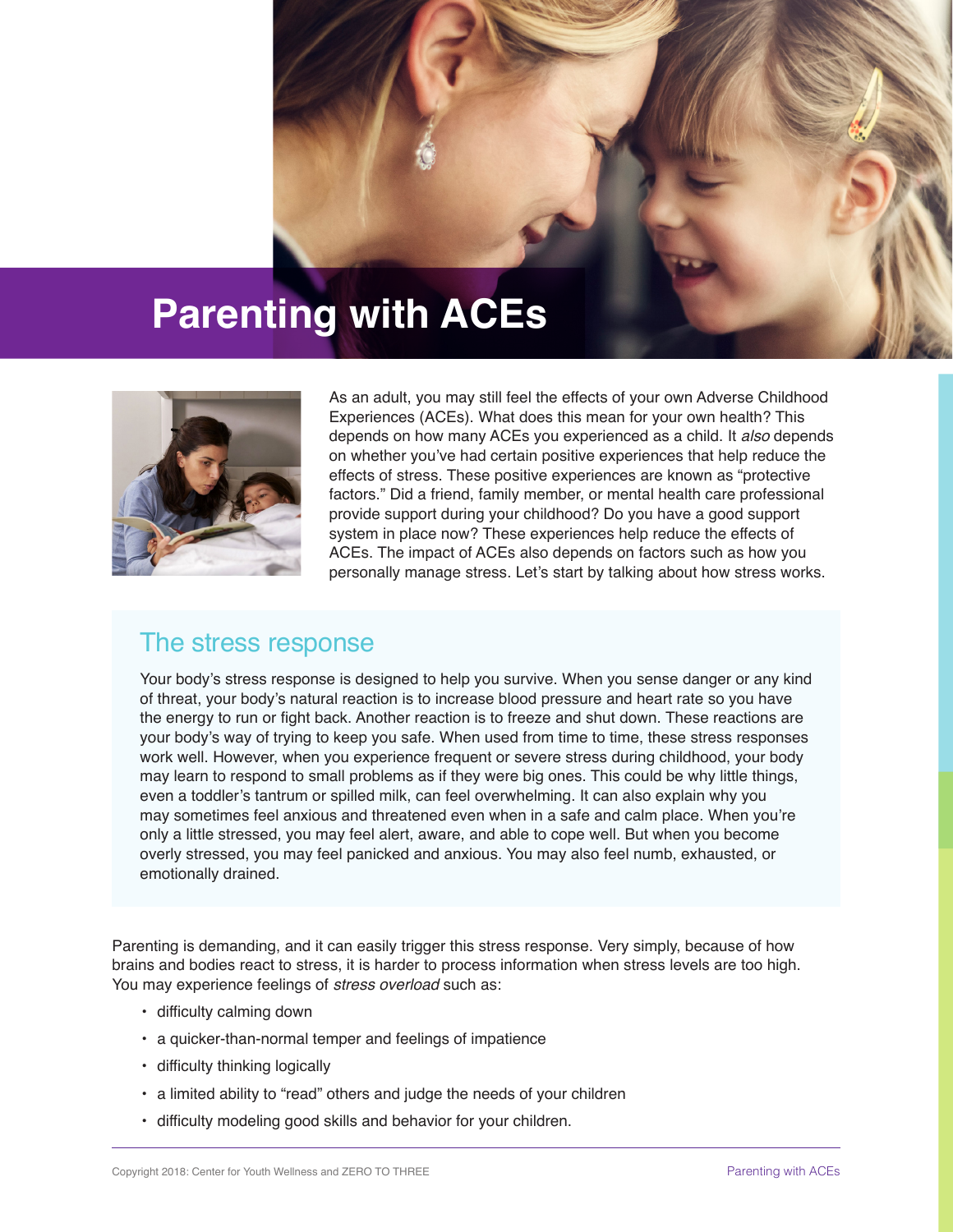# Parenting with ACEs

As an adult, you may still feel the effects of your own Adverse Childhood Experiences (ACEs). What does this mean for your own health? This depends on how many ACEs you experienced as a child. It *also* depends on whether you've had certain positive experiences that help reduce the effects of stress. These positive experiences are known as "protective factors." Did a friend, family member, or mental health care professional provide support during your childhood? Do you have a good support system in place now? These experiences help reduce the effects of ACEs. The impact of ACEs also depends on factors such as how you personally manage stress. Let's start by talking about how stress works.

## The stress response

Your body's stress response is designed to help you survive. When you sense danger or any kind of threat, your body's natural reaction is to increase blood pressure and heart rate so you have the energy to run or fight back. Another reaction is to freeze and shut down. These reactions are your body's way of trying to keep you safe. When used from time to time, these stress responses work well. However, when you experience frequent or severe stress during childhood, your body may learn to respond to small problems as if they were big ones. This could be why little things, even a toddler's tantrum or spilled milk, can feel overwhelming. It can also explain why you may sometimes feel anxious and threatened even when in a safe and calm place. When you're only a little stressed, you may feel alert, aware, and able to cope well. But when you become overly stressed, you may feel panicked and anxious. You may also feel numb, exhausted, or emotionally drained.

Parenting is demanding, and it can easily trigger this stress response. Very simply, because of how brains and bodies react to stress, it is harder to process information when stress levels are too high. You may experience feelings of *stress overload* such as:

- difficulty calming down
- a quicker-than-normal temper and feelings of impatience
- difficulty thinking logically
- a limited ability to "read" others and judge the needs of your children
- difficulty modeling good skills and behavior for your children.

Copyright 2018: Center for Youth Wellness and ZERO TO THREE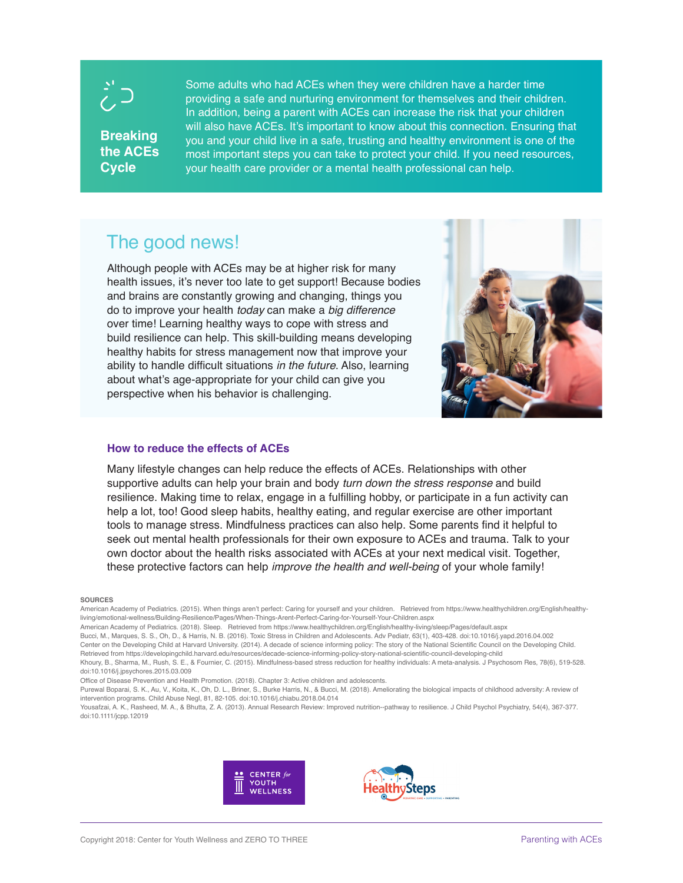## Breaking the ACEs Cycle

Some adults who had ACEs when they were children have a harder time providing a safe and nurturing environment for themselves and their children. In addition, being a parent with ACEs can increase the risk that your children will also have ACEs. It's important to know about this connection. Ensuring that you and your child live in a safe, trusting and healthy environment is one of the most important steps you can take to protect your child. If you need resources, your health care provider or a mental health professional can help.

## The good news!

Although people with ACEs may be at higher risk for many health issues, it's never too late to get support! Because bodies and brains are constantly growing and changing, things you do to improve your health *today* can make a *big difference* over time! Learning healthy ways to cope with stress and build resilience can help. This skill-building means developing healthy habits for stress management now that improve your ability to handle difficult situations *in the future*. Also, learning about what's age-appropriate for your child can give you perspective when his behavior is challenging.

### How to reduce the effects of ACEs

Many lifestyle changes can help reduce the effects of ACEs. Relationships with other supportive adults can help your brain and body *turn down the stress response* and build resilience. Making time to relax, engage in a fulfilling hobby, or participate in a fun activity can help a lot, too! Good sleep habits, healthy eating, and regular exercise are other important tools to manage stress. Mindfulness practices can also help. Some parents find it helpful to seek out mental health professionals for their own exposure to ACEs and trauma. Talk to your own doctor about the health risks associated with ACEs at your next medical visit. Together, these protective factors can help *improve the health and well-being* of your whole family!

**SOURCES**

American Academy of Pediatrics. (2015). When things aren't perfect: Caring for yourself and your children. Retrieved from https://www.healthychildren.org/English/healthy-living/emotional-wellness/Building-Resilience/Pages/When-Things-Arent-Perfect-Caring-for-Yourself-Your-Children.aspx

American Academy of Pediatrics. (2018). Sleep. Retrieved from https://www.healthychildren.org/English/healthy-living/sleep/Pages/default.aspx

Bucci, M., Marques, S. S., Oh, D., & Harris, N. B. (2016). Toxic Stress in Children and Adolescents. Adv Pediatr, 63(1), 403-428. doi:10.1016/j.yapd.2016.04.002

Center on the Developing Child at Harvard University. (2014). A decade of science informing policy: The story of the National Scientific Council on the Developing Child. Retrieved from https://developingchild.harvard.edu/resources/decade-science-informing-policy-story-national-scientific-council-developing-child

Khoury, B., Sharma, M., Rush, S. E., & Fournier, C. (2015). Mindfulness-based stress reduction for healthy individuals: A meta-analysis. J Psychosom Res, 78(6), 519-528. doi:10.1016/j.jpsychores.2015.03.009

Office of Disease Prevention and Health Promotion. (2018). Chapter 3: Active children and adolescents.

Purewal Boparai, S. K., Au, V., Koita, K., Oh, D. L., Briner, S., Burke Harris, N., & Bucci, M. (2018). Ameliorating the biological impacts of childhood adversity: A review of intervention programs. Child Abuse Negl, 81, 82-105. doi:10.1016/j.chiabu.2018.04.014

Yousafzai, A. K., Rasheed, M. A., & Bhutta, Z. A. (2013). Annual Research Review: Improved nutrition--pathway to resilience. J Child Psychol Psychiatry, 54(4), 367-377. doi:10.1111/jcpp.12019

CENTER *for* YOUTH WELLNESS

HealthySteps

Copyright 2018: Center for Youth Wellness and ZERO TO THREE